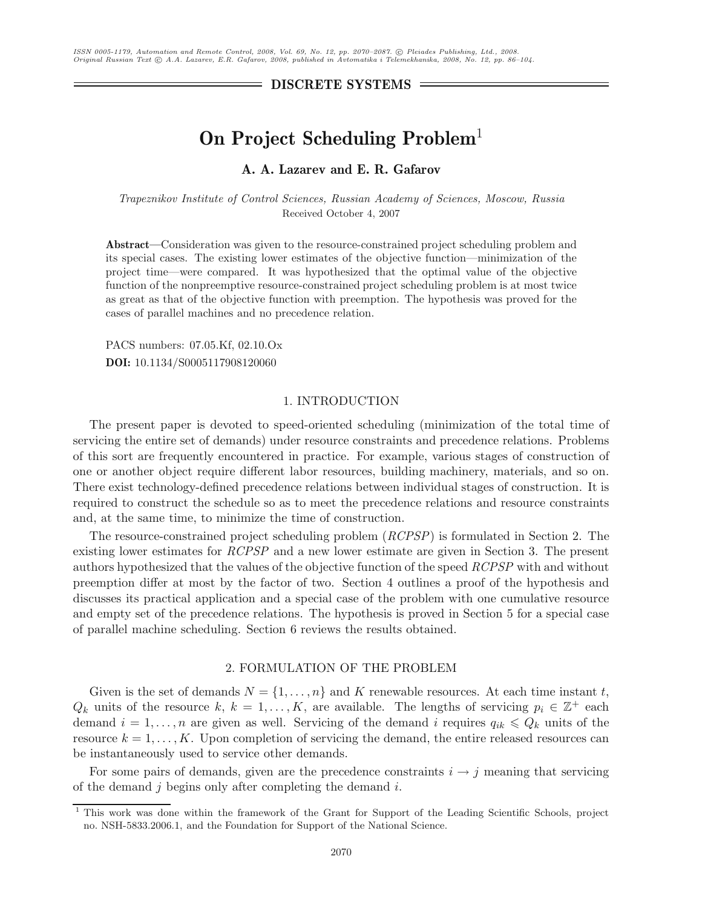DISCRETE SYSTEMS

# On Project Scheduling Problem[1]

**A. A. Lazarev and E. R. Gafarov**

*Trapeznikov Institute of Control Sciences, Russian Academy of Sciences, Moscow, Russia*
Received October 4, 2007

**Abstract**—Consideration was given to the resource-constrained project scheduling problem and its special cases. The existing lower estimates of the objective function—minimization of the project time—were compared. It was hypothesized that the optimal value of the objective function of the nonpreemptive resource-constrained project scheduling problem is at most twice as great as that of the objective function with preemption. The hypothesis was proved for the cases of parallel machines and no precedence relation.

PACS numbers: 07.05.Kf, 02.10.Ox
**DOI:** 10.1134/S0005117908120060

## 1. INTRODUCTION

The present paper is devoted to speed-oriented scheduling (minimization of the total time of servicing the entire set of demands) under resource constraints and precedence relations. Problems of this sort are frequently encountered in practice. For example, various stages of construction of one or another object require different labor resources, building machinery, materials, and so on. There exist technology-defined precedence relations between individual stages of construction. It is required to construct the schedule so as to meet the precedence relations and resource constraints and, at the same time, to minimize the time of construction.

The resource-constrained project scheduling problem (*RCPSP*) is formulated in Section 2. The existing lower estimates for *RCPSP* and a new lower estimate are given in Section 3. The present authors hypothesized that the values of the objective function of the speed *RCPSP* with and without preemption differ at most by the factor of two. Section 4 outlines a proof of the hypothesis and discusses its practical application and a special case of the problem with one cumulative resource and empty set of the precedence relations. The hypothesis is proved in Section 5 for a special case of parallel machine scheduling. Section 6 reviews the results obtained.

## 2. FORMULATION OF THE PROBLEM

Given is the set of demands $N = \{1, \ldots, n\}$ and $K$ renewable resources. At each time instant $t$, $Q_k$ units of the resource $k$, $k = 1, \ldots, K$, are available. The lengths of servicing $p_i \in \mathbb{Z}^+$ each demand $i = 1, \ldots, n$ are given as well. Servicing of the demand $i$ requires $q_{ik} \leqslant Q_k$ units of the resource $k = 1, \ldots, K$. Upon completion of servicing the demand, the entire released resources can be instantaneously used to service other demands.

For some pairs of demands, given are the precedence constraints $i \to j$ meaning that servicing of the demand $j$ begins only after completing the demand $i$.

[1] This work was done within the framework of the Grant for Support of the Leading Scientific Schools, project no. NSH-5833.2006.1, and the Foundation for Support of the National Science.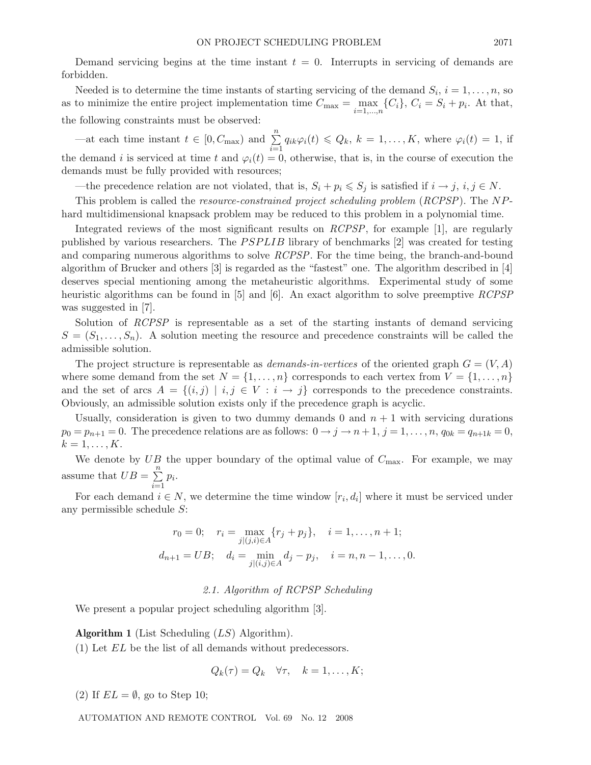Demand servicing begins at the time instant $t = 0$. Interrupts in servicing of demands are forbidden.

Needed is to determine the time instants of starting servicing of the demand $S_i$, $i = 1, \ldots, n$, so as to minimize the entire project implementation time $C_{\max} = \max_{i=1,\ldots,n} \{C_i\}$, $C_i = S_i + p_i$. At that, the following constraints must be observed:

—at each time instant $t \in [0, C_{\max})$ and $\sum_{i=1}^{n} q_{ik}\varphi_i(t) \leqslant Q_k$, $k = 1, \ldots, K$, where $\varphi_i(t) = 1$, if the demand $i$ is serviced at time $t$ and $\varphi_i(t) = 0$, otherwise, that is, in the course of execution the demands must be fully provided with resources;

—the precedence relation are not violated, that is, $S_i + p_i \leqslant S_j$ is satisfied if $i \to j$, $i, j \in N$.

This problem is called the *resource-constrained project scheduling problem* (*RCPSP*). The *NP*-hard multidimensional knapsack problem may be reduced to this problem in a polynomial time.

Integrated reviews of the most significant results on *RCPSP*, for example [1], are regularly published by various researchers. The *PSPLIB* library of benchmarks [2] was created for testing and comparing numerous algorithms to solve *RCPSP*. For the time being, the branch-and-bound algorithm of Brucker and others [3] is regarded as the "fastest" one. The algorithm described in [4] deserves special mentioning among the metaheuristic algorithms. Experimental study of some heuristic algorithms can be found in [5] and [6]. An exact algorithm to solve preemptive *RCPSP* was suggested in [7].

Solution of *RCPSP* is representable as a set of the starting instants of demand servicing $S = (S_1, \ldots, S_n)$. A solution meeting the resource and precedence constraints will be called the admissible solution.

The project structure is representable as *demands-in-vertices* of the oriented graph $G = (V, A)$ where some demand from the set $N = \{1, \ldots, n\}$ corresponds to each vertex from $V = \{1, \ldots, n\}$ and the set of arcs $A = \{(i, j) \mid i, j \in V : i \to j\}$ corresponds to the precedence constraints. Obviously, an admissible solution exists only if the precedence graph is acyclic.

Usually, consideration is given to two dummy demands 0 and $n + 1$ with servicing durations $p_0 = p_{n+1} = 0$. The precedence relations are as follows: $0 \to j \to n + 1$, $j = 1, \ldots, n$, $q_{0k} = q_{n+1k} = 0$, $k = 1, \ldots, K$.

We denote by $UB$ the upper boundary of the optimal value of $C_{\max}$. For example, we may assume that $UB = \sum_{i=1}^{n} p_i$.

For each demand $i \in N$, we determine the time window $[r_i, d_i]$ where it must be serviced under any permissible schedule $S$:

$$r_0 = 0; \quad r_i = \max_{j|(j,i)\in A} \{r_j + p_j\}, \quad i = 1, \ldots, n + 1;$$

$$d_{n+1} = UB; \quad d_i = \min_{j|(i,j)\in A} d_j - p_j, \quad i = n, n - 1, \ldots, 0.$$

### 2.1. Algorithm of RCPSP Scheduling

We present a popular project scheduling algorithm [3].

**Algorithm 1** (List Scheduling (*LS*) Algorithm).

(1) Let $EL$ be the list of all demands without predecessors.

$$Q_k(\tau) = Q_k \quad \forall \tau, \quad k = 1, \ldots, K;$$

(2) If $EL = \emptyset$, go to Step 10;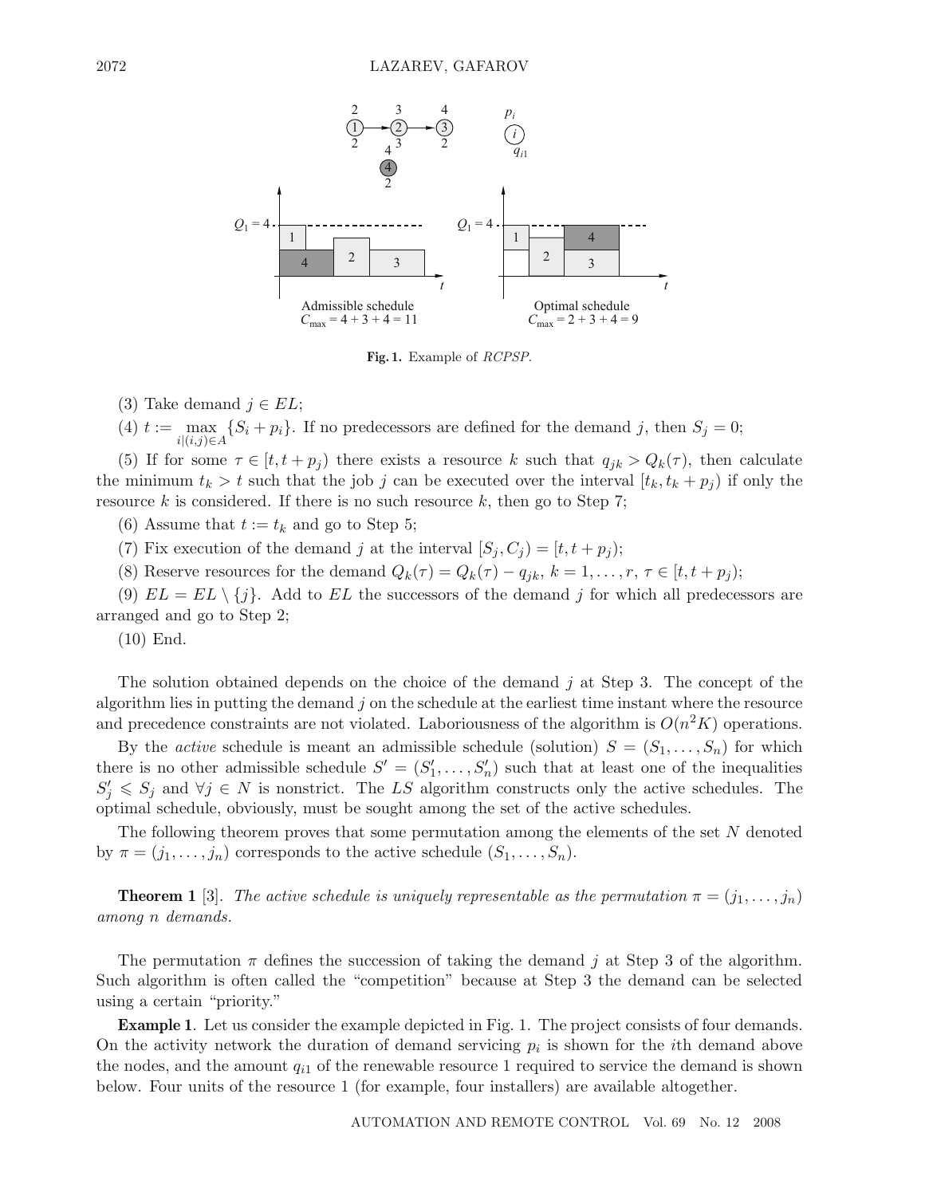**Fig. 1.** Example of *RCPSP*.

(3) Take demand $j \in EL$;

(4) $t := \max_{i|(i,j)\in A} \{S_i + p_i\}$. If no predecessors are defined for the demand $j$, then $S_j = 0$;

(5) If for some $\tau \in [t, t + p_j)$ there exists a resource $k$ such that $q_{jk} > Q_k(\tau)$, then calculate the minimum $t_k > t$ such that the job $j$ can be executed over the interval $[t_k, t_k + p_j)$ if only the resource $k$ is considered. If there is no such resource $k$, then go to Step 7;

(6) Assume that $t := t_k$ and go to Step 5;

(7) Fix execution of the demand $j$ at the interval $[S_j, C_j) = [t, t + p_j)$;

(8) Reserve resources for the demand $Q_k(\tau) = Q_k(\tau) - q_{jk}$, $k = 1, \ldots, r$, $\tau \in [t, t + p_j)$;

(9) $EL = EL \setminus \{j\}$. Add to $EL$ the successors of the demand $j$ for which all predecessors are arranged and go to Step 2;

(10) End.

The solution obtained depends on the choice of the demand $j$ at Step 3. The concept of the algorithm lies in putting the demand $j$ on the schedule at the earliest time instant where the resource and precedence constraints are not violated. Laboriousness of the algorithm is $O(n^2K)$ operations.

By the *active* schedule is meant an admissible schedule (solution) $S = (S_1, \ldots, S_n)$ for which there is no other admissible schedule $S' = (S'_1, \ldots, S'_n)$ such that at least one of the inequalities $S'_j \leqslant S_j$ and $\forall j \in N$ is nonstrict. The *LS* algorithm constructs only the active schedules. The optimal schedule, obviously, must be sought among the set of the active schedules.

The following theorem proves that some permutation among the elements of the set $N$ denoted by $\pi = (j_1, \ldots, j_n)$ corresponds to the active schedule $(S_1, \ldots, S_n)$.

**Theorem 1** [3]. *The active schedule is uniquely representable as the permutation* $\pi = (j_1, \ldots, j_n)$ *among n demands.*

The permutation $\pi$ defines the succession of taking the demand $j$ at Step 3 of the algorithm. Such algorithm is often called the "competition" because at Step 3 the demand can be selected using a certain "priority."

**Example 1**. Let us consider the example depicted in Fig. 1. The project consists of four demands. On the activity network the duration of demand servicing $p_i$ is shown for the $i$th demand above the nodes, and the amount $q_{i1}$ of the renewable resource 1 required to service the demand is shown below. Four units of the resource 1 (for example, four installers) are available altogether.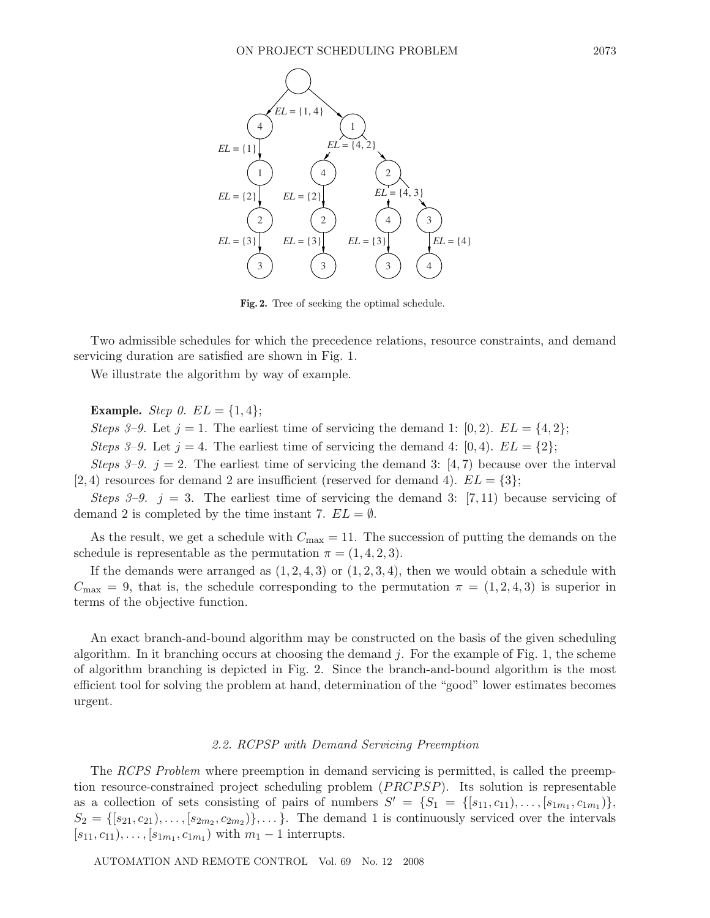**Fig. 2.** Tree of seeking the optimal schedule.

Two admissible schedules for which the precedence relations, resource constraints, and demand servicing duration are satisfied are shown in Fig. 1.

We illustrate the algorithm by way of example.

**Example.** *Step 0.* $EL = \{1, 4\}$;

*Steps 3–9.* Let $j = 1$. The earliest time of servicing the demand 1: $[0, 2)$. $EL = \{4, 2\}$;

*Steps 3–9.* Let $j = 4$. The earliest time of servicing the demand 4: $[0, 4)$. $EL = \{2\}$;

*Steps 3–9.* $j = 2$. The earliest time of servicing the demand 3: $[4, 7)$ because over the interval $[2, 4)$ resources for demand 2 are insufficient (reserved for demand 4). $EL = \{3\}$;

*Steps 3–9.* $j = 3$. The earliest time of servicing the demand 3: $[7, 11)$ because servicing of demand 2 is completed by the time instant 7. $EL = \emptyset$.

As the result, we get a schedule with $C_{\max} = 11$. The succession of putting the demands on the schedule is representable as the permutation $\pi = (1, 4, 2, 3)$.

If the demands were arranged as $(1, 2, 4, 3)$ or $(1, 2, 3, 4)$, then we would obtain a schedule with $C_{\max} = 9$, that is, the schedule corresponding to the permutation $\pi = (1, 2, 4, 3)$ is superior in terms of the objective function.

An exact branch-and-bound algorithm may be constructed on the basis of the given scheduling algorithm. In it branching occurs at choosing the demand $j$. For the example of Fig. 1, the scheme of algorithm branching is depicted in Fig. 2. Since the branch-and-bound algorithm is the most efficient tool for solving the problem at hand, determination of the "good" lower estimates becomes urgent.

### *2.2. RCPSP with Demand Servicing Preemption*

The *RCPS Problem* where preemption in demand servicing is permitted, is called the preemption resource-constrained project scheduling problem (*PRCPSP*). Its solution is representable as a collection of sets consisting of pairs of numbers $S' = \{S_1 = \{[s_{11}, c_{11}), \ldots, [s_{1m_1}, c_{1m_1})\}, S_2 = \{[s_{21}, c_{21}), \ldots, [s_{2m_2}, c_{2m_2})\}, \ldots\}$. The demand 1 is continuously serviced over the intervals $[s_{11}, c_{11}), \ldots, [s_{1m_1}, c_{1m_1})$ with $m_1 - 1$ interrupts.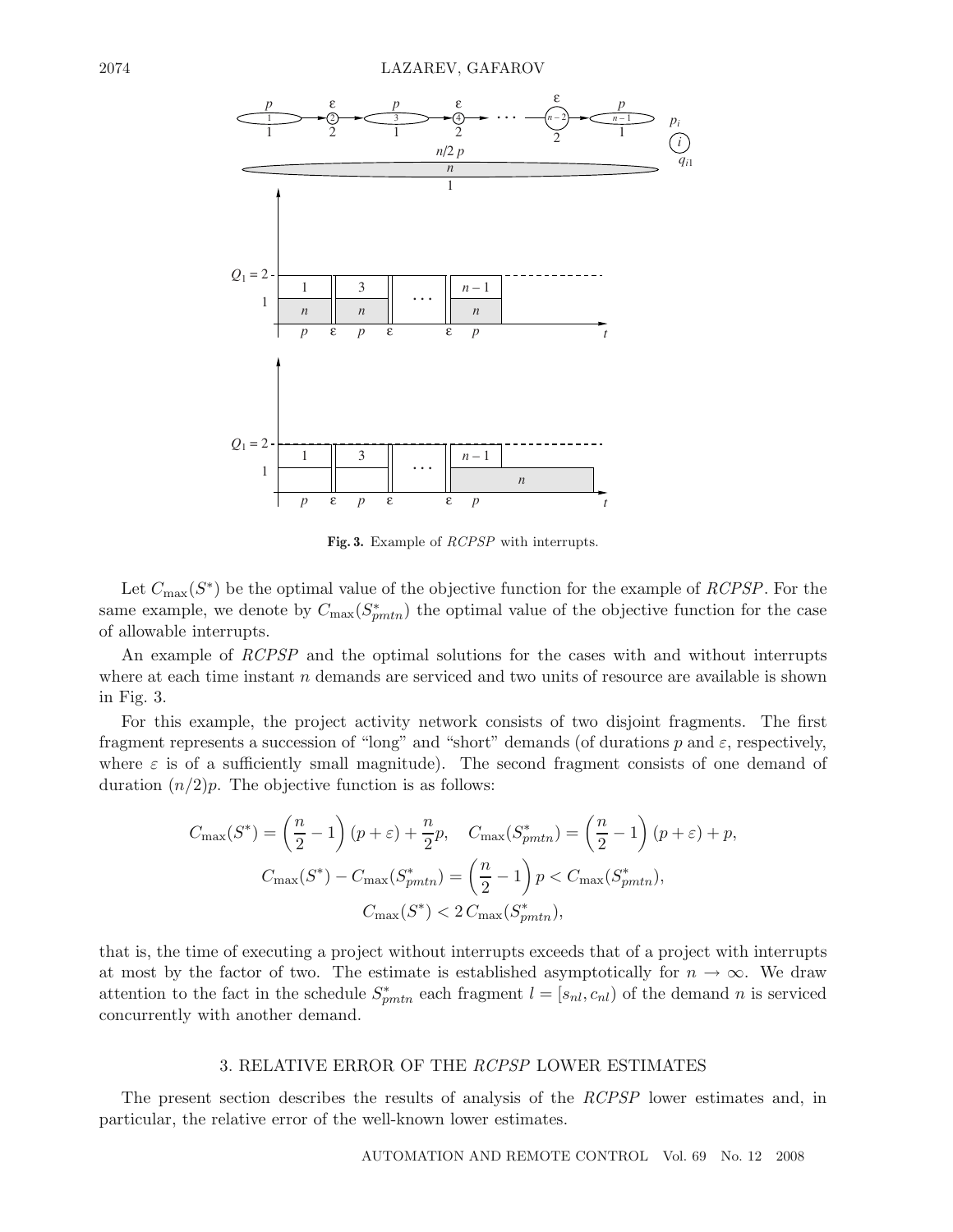**Fig. 3.** Example of *RCPSP* with interrupts.

Let $C_{\max}(S^*)$ be the optimal value of the objective function for the example of *RCPSP*. For the same example, we denote by $C_{\max}(S^*_{pmtn})$ the optimal value of the objective function for the case of allowable interrupts.

An example of *RCPSP* and the optimal solutions for the cases with and without interrupts where at each time instant $n$ demands are serviced and two units of resource are available is shown in Fig. 3.

For this example, the project activity network consists of two disjoint fragments. The first fragment represents a succession of "long" and "short" demands (of durations $p$ and $\varepsilon$, respectively, where $\varepsilon$ is of a sufficiently small magnitude). The second fragment consists of one demand of duration $(n/2)p$. The objective function is as follows:

$$C_{\max}(S^*) = \left(\frac{n}{2} - 1\right)(p + \varepsilon) + \frac{n}{2}p, \quad C_{\max}(S^*_{pmtn}) = \left(\frac{n}{2} - 1\right)(p + \varepsilon) + p,$$

$$C_{\max}(S^*) - C_{\max}(S^*_{pmtn}) = \left(\frac{n}{2} - 1\right)p < C_{\max}(S^*_{pmtn}),$$

$$C_{\max}(S^*) < 2\, C_{\max}(S^*_{pmtn}),$$

that is, the time of executing a project without interrupts exceeds that of a project with interrupts at most by the factor of two. The estimate is established asymptotically for $n \to \infty$. We draw attention to the fact in the schedule $S^*_{pmtn}$ each fragment $l = [s_{nl}, c_{nl})$ of the demand $n$ is serviced concurrently with another demand.

## 3. RELATIVE ERROR OF THE *RCPSP* LOWER ESTIMATES

The present section describes the results of analysis of the *RCPSP* lower estimates and, in particular, the relative error of the well-known lower estimates.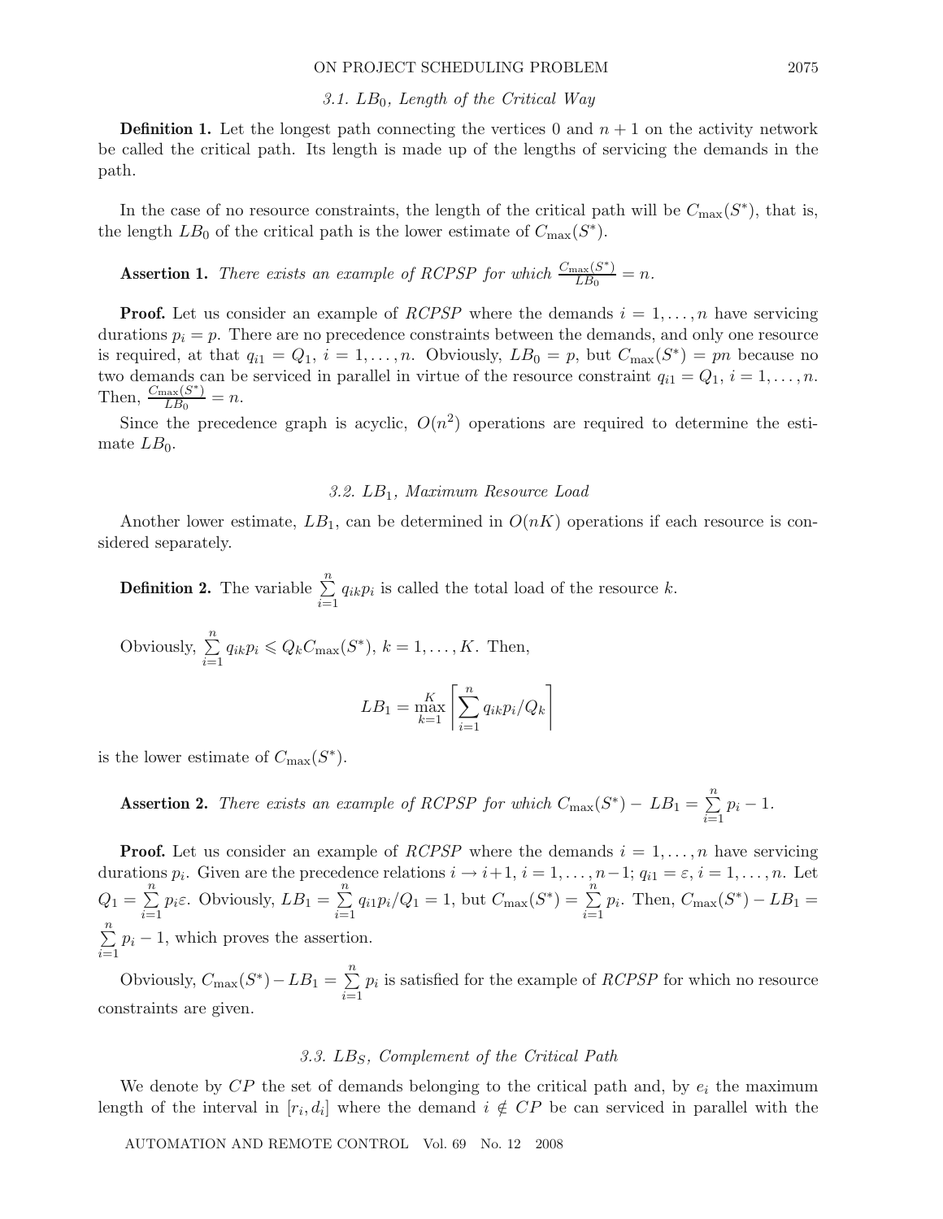### 3.1. $LB_0$, Length of the Critical Way

**Definition 1.** Let the longest path connecting the vertices 0 and $n+1$ on the activity network be called the critical path. Its length is made up of the lengths of servicing the demands in the path.

In the case of no resource constraints, the length of the critical path will be $C_{\max}(S^*)$, that is, the length $LB_0$ of the critical path is the lower estimate of $C_{\max}(S^*)$.

**Assertion 1.** *There exists an example of RCPSP for which* $\frac{C_{\max}(S^*)}{LB_0} = n$.

**Proof.** Let us consider an example of *RCPSP* where the demands $i = 1, \ldots, n$ have servicing durations $p_i = p$. There are no precedence constraints between the demands, and only one resource is required, at that $q_{i1} = Q_1$, $i = 1, \ldots, n$. Obviously, $LB_0 = p$, but $C_{\max}(S^*) = pn$ because no two demands can be serviced in parallel in virtue of the resource constraint $q_{i1} = Q_1$, $i = 1, \ldots, n$. Then, $\frac{C_{\max}(S^*)}{LB_0} = n$.

Since the precedence graph is acyclic, $O(n^2)$ operations are required to determine the estimate $LB_0$.

### 3.2. $LB_1$, Maximum Resource Load

Another lower estimate, $LB_1$, can be determined in $O(nK)$ operations if each resource is considered separately.

**Definition 2.** The variable $\sum\limits_{i=1}^{n} q_{ik} p_i$ is called the total load of the resource $k$.

Obviously, $\sum\limits_{i=1}^{n} q_{ik} p_i \leqslant Q_k C_{\max}(S^*)$, $k = 1, \ldots, K$. Then,

$$LB_1 = \max_{k=1}^{K} \left\lceil \sum_{i=1}^{n} q_{ik} p_i / Q_k \right\rceil$$

is the lower estimate of $C_{\max}(S^*)$.

**Assertion 2.** *There exists an example of RCPSP for which* $C_{\max}(S^*) - LB_1 = \sum\limits_{i=1}^{n} p_i - 1$.

**Proof.** Let us consider an example of *RCPSP* where the demands $i = 1, \ldots, n$ have servicing durations $p_i$. Given are the precedence relations $i \to i+1$, $i = 1, \ldots, n-1$; $q_{i1} = \varepsilon$, $i = 1, \ldots, n$. Let $Q_1 = \sum\limits_{i=1}^{n} p_i \varepsilon$. Obviously, $LB_1 = \sum\limits_{i=1}^{n} q_{i1} p_i / Q_1 = 1$, but $C_{\max}(S^*) = \sum\limits_{i=1}^{n} p_i$. Then, $C_{\max}(S^*) - LB_1 = \sum\limits_{i=1}^{n} p_i - 1$, which proves the assertion.

Obviously, $C_{\max}(S^*) - LB_1 = \sum\limits_{i=1}^{n} p_i$ is satisfied for the example of *RCPSP* for which no resource constraints are given.

### 3.3. $LB_S$, Complement of the Critical Path

We denote by $CP$ the set of demands belonging to the critical path and, by $e_i$ the maximum length of the interval in $[r_i, d_i]$ where the demand $i \notin CP$ be can serviced in parallel with the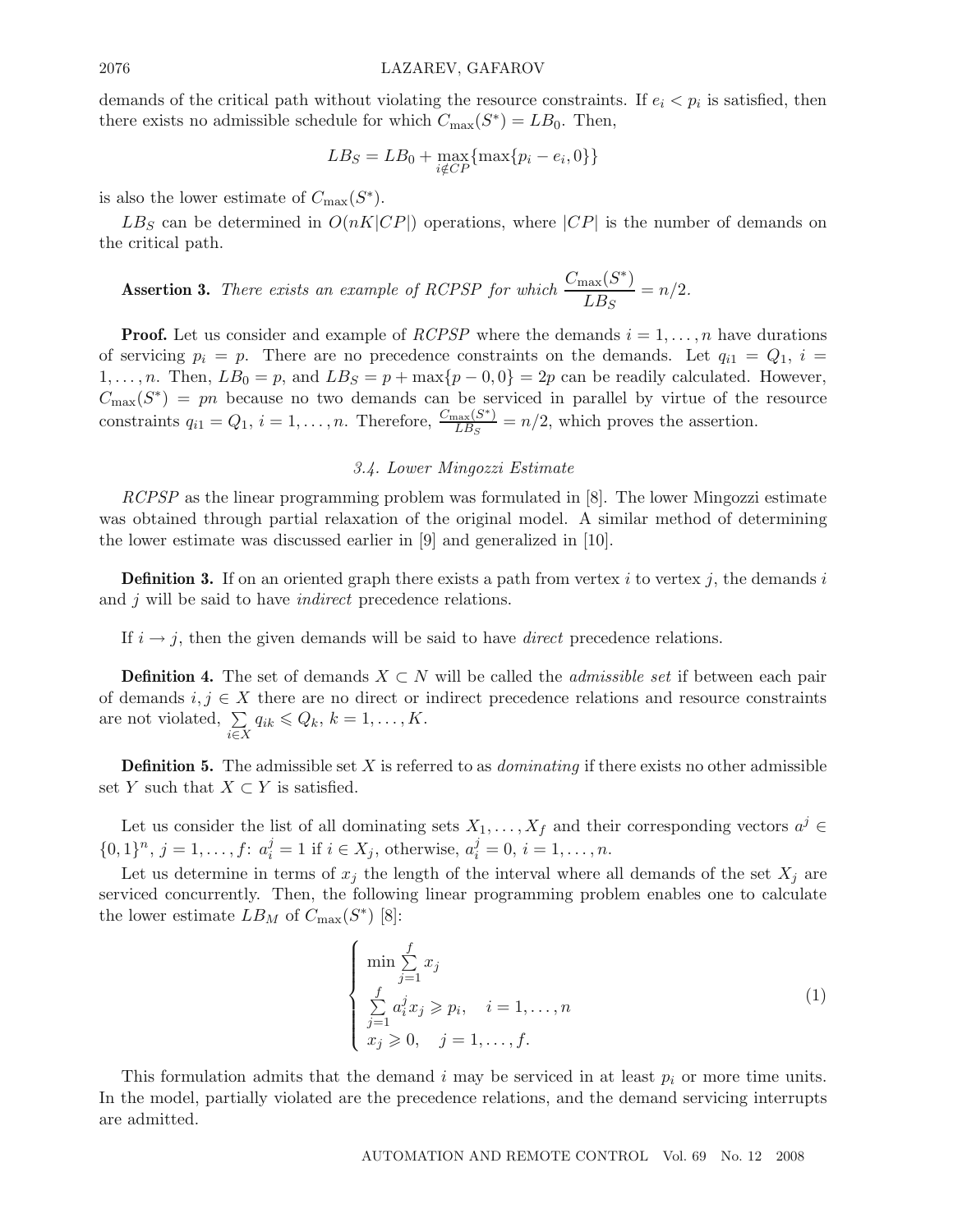demands of the critical path without violating the resource constraints. If $e_i < p_i$ is satisfied, then there exists no admissible schedule for which $C_{\max}(S^*) = LB_0$. Then,

$$LB_S = LB_0 + \max_{i \notin CP}\{\max\{p_i - e_i, 0\}\}$$

is also the lower estimate of $C_{\max}(S^*)$.

$LB_S$ can be determined in $O(nK|CP|)$ operations, where $|CP|$ is the number of demands on the critical path.

**Assertion 3.** *There exists an example of RCPSP for which* $\dfrac{C_{\max}(S^*)}{LB_S} = n/2$.

**Proof.** Let us consider and example of *RCPSP* where the demands $i = 1, \ldots, n$ have durations of servicing $p_i = p$. There are no precedence constraints on the demands. Let $q_{i1} = Q_1$, $i = 1, \ldots, n$. Then, $LB_0 = p$, and $LB_S = p + \max\{p - 0, 0\} = 2p$ can be readily calculated. However, $C_{\max}(S^*) = pn$ because no two demands can be serviced in parallel by virtue of the resource constraints $q_{i1} = Q_1$, $i = 1, \ldots, n$. Therefore, $\frac{C_{\max}(S^*)}{LB_S} = n/2$, which proves the assertion.

### *3.4. Lower Mingozzi Estimate*

*RCPSP* as the linear programming problem was formulated in [8]. The lower Mingozzi estimate was obtained through partial relaxation of the original model. A similar method of determining the lower estimate was discussed earlier in [9] and generalized in [10].

**Definition 3.** If on an oriented graph there exists a path from vertex $i$ to vertex $j$, the demands $i$ and $j$ will be said to have *indirect* precedence relations.

If $i \to j$, then the given demands will be said to have *direct* precedence relations.

**Definition 4.** The set of demands $X \subset N$ will be called the *admissible set* if between each pair of demands $i, j \in X$ there are no direct or indirect precedence relations and resource constraints are not violated, $\sum\limits_{i \in X} q_{ik} \leqslant Q_k$, $k = 1, \ldots, K$.

**Definition 5.** The admissible set $X$ is referred to as *dominating* if there exists no other admissible set $Y$ such that $X \subset Y$ is satisfied.

Let us consider the list of all dominating sets $X_1, \ldots, X_f$ and their corresponding vectors $a^j \in \{0,1\}^n$, $j = 1, \ldots, f$: $a_i^j = 1$ if $i \in X_j$, otherwise, $a_i^j = 0$, $i = 1, \ldots, n$.

Let us determine in terms of $x_j$ the length of the interval where all demands of the set $X_j$ are serviced concurrently. Then, the following linear programming problem enables one to calculate the lower estimate $LB_M$ of $C_{\max}(S^*)$ [8]:

$$\begin{cases} \min \sum\limits_{j=1}^{f} x_j \\ \sum\limits_{j=1}^{f} a_i^j x_j \geqslant p_i, \quad i = 1, \ldots, n \\ x_j \geqslant 0, \quad j = 1, \ldots, f. \end{cases} \tag{1}$$

This formulation admits that the demand $i$ may be serviced in at least $p_i$ or more time units. In the model, partially violated are the precedence relations, and the demand servicing interrupts are admitted.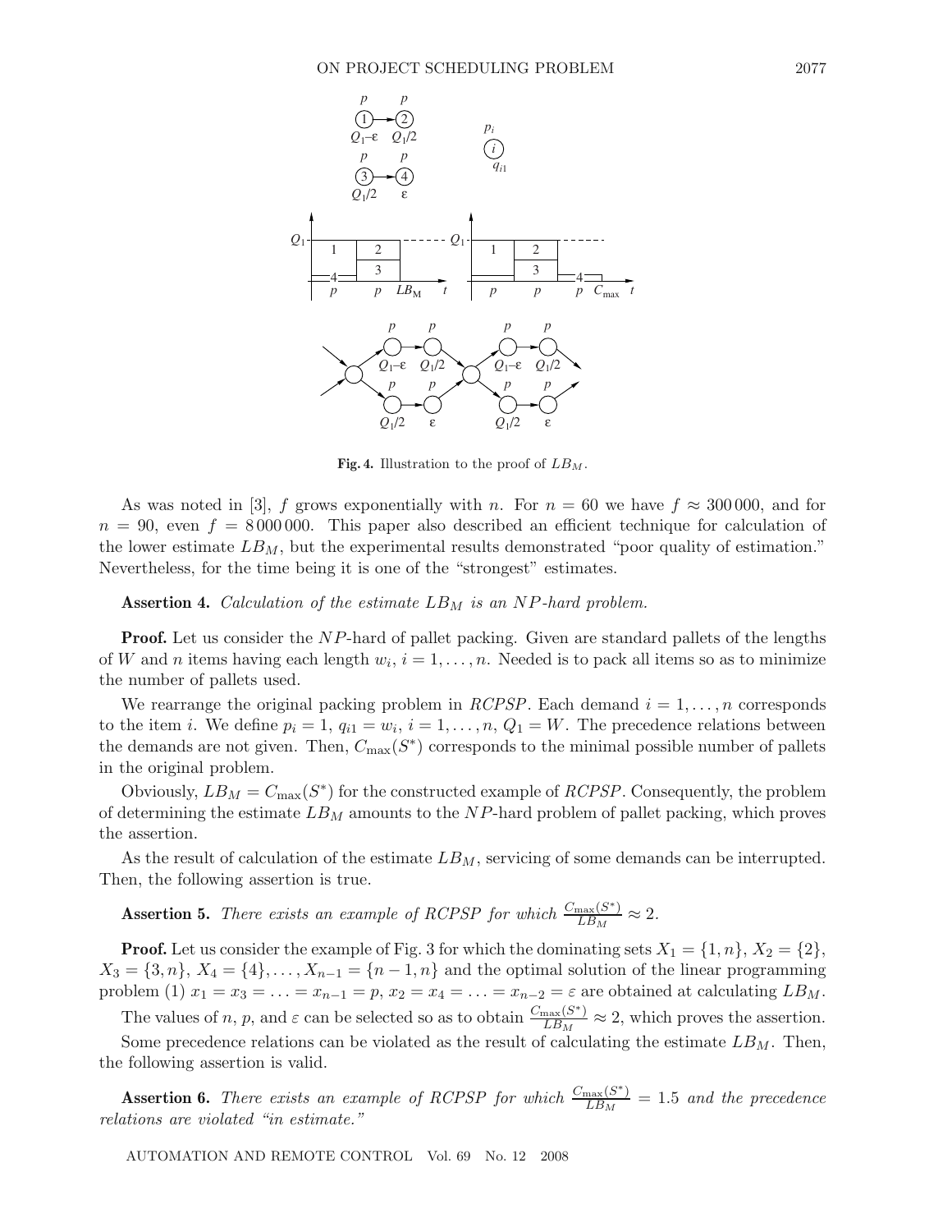Fig. 4. Illustration to the proof of $LB_M$.

As was noted in [3], $f$ grows exponentially with $n$. For $n = 60$ we have $f \approx 300\,000$, and for $n = 90$, even $f = 8\,000\,000$. This paper also described an efficient technique for calculation of the lower estimate $LB_M$, but the experimental results demonstrated "poor quality of estimation." Nevertheless, for the time being it is one of the "strongest" estimates.

**Assertion 4.** *Calculation of the estimate $LB_M$ is an $NP$-hard problem.*

**Proof.** Let us consider the $NP$-hard of pallet packing. Given are standard pallets of the lengths of $W$ and $n$ items having each length $w_i$, $i = 1, \ldots, n$. Needed is to pack all items so as to minimize the number of pallets used.

We rearrange the original packing problem in *RCPSP*. Each demand $i = 1, \ldots, n$ corresponds to the item $i$. We define $p_i = 1$, $q_{i1} = w_i$, $i = 1, \ldots, n$, $Q_1 = W$. The precedence relations between the demands are not given. Then, $C_{\max}(S^*)$ corresponds to the minimal possible number of pallets in the original problem.

Obviously, $LB_M = C_{\max}(S^*)$ for the constructed example of *RCPSP*. Consequently, the problem of determining the estimate $LB_M$ amounts to the $NP$-hard problem of pallet packing, which proves the assertion.

As the result of calculation of the estimate $LB_M$, servicing of some demands can be interrupted. Then, the following assertion is true.

**Assertion 5.** *There exists an example of RCPSP for which $\frac{C_{\max}(S^*)}{LB_M} \approx 2$.*

**Proof.** Let us consider the example of Fig. 3 for which the dominating sets $X_1 = \{1, n\}$, $X_2 = \{2\}$, $X_3 = \{3, n\}$, $X_4 = \{4\}, \ldots, X_{n-1} = \{n-1, n\}$ and the optimal solution of the linear programming problem (1) $x_1 = x_3 = \ldots = x_{n-1} = p$, $x_2 = x_4 = \ldots = x_{n-2} = \varepsilon$ are obtained at calculating $LB_M$.

The values of $n$, $p$, and $\varepsilon$ can be selected so as to obtain $\frac{C_{\max}(S^*)}{LB_M} \approx 2$, which proves the assertion.

Some precedence relations can be violated as the result of calculating the estimate $LB_M$. Then, the following assertion is valid.

**Assertion 6.** *There exists an example of RCPSP for which $\frac{C_{\max}(S^*)}{LB_M} = 1.5$ and the precedence relations are violated "in estimate."*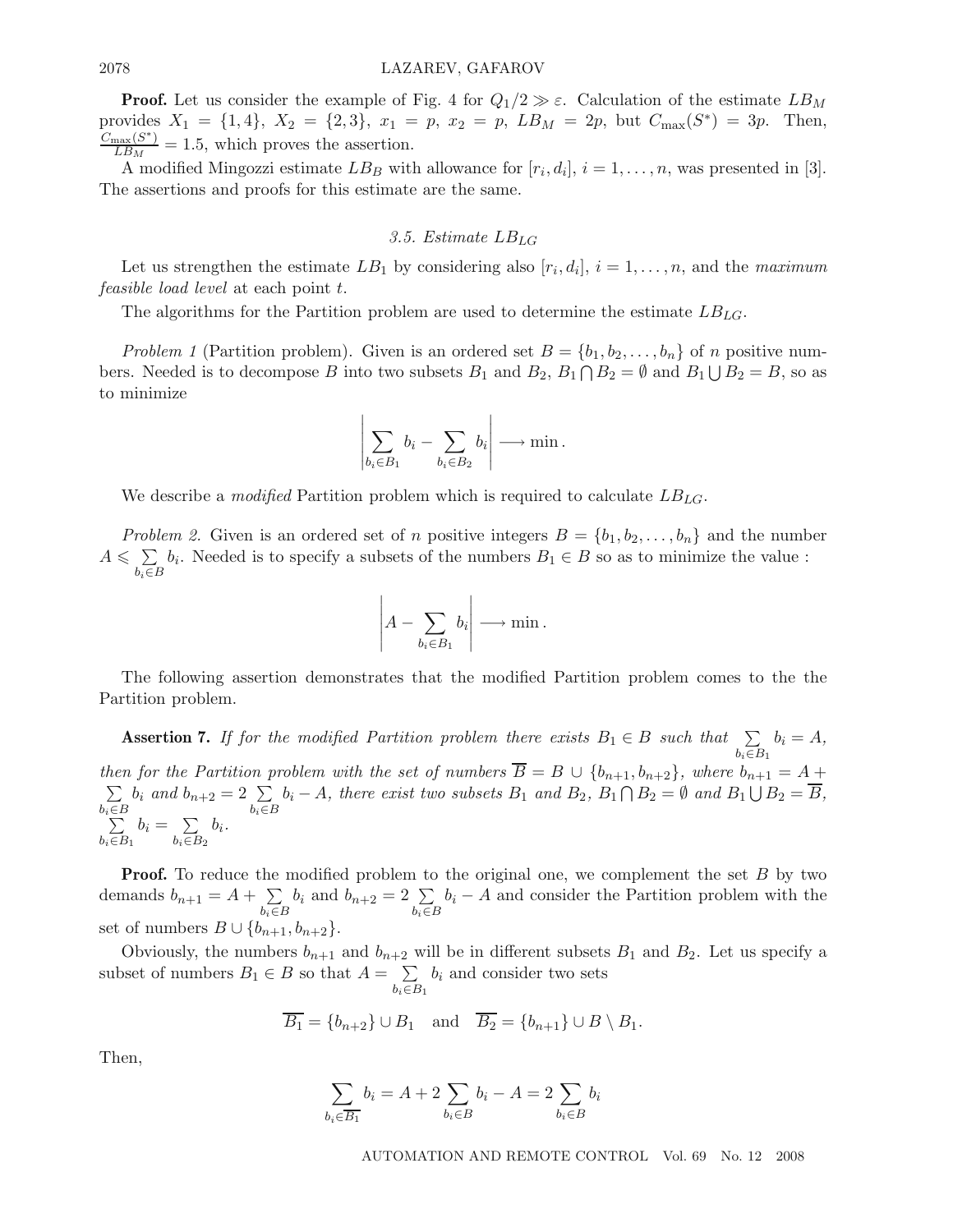**Proof.** Let us consider the example of Fig. 4 for $Q_1/2 \gg \varepsilon$. Calculation of the estimate $LB_M$ provides $X_1 = \{1, 4\}$, $X_2 = \{2, 3\}$, $x_1 = p$, $x_2 = p$, $LB_M = 2p$, but $C_{\max}(S^*) = 3p$. Then, $\frac{C_{\max}(S^*)}{LB_M} = 1.5$, which proves the assertion.

A modified Mingozzi estimate $LB_B$ with allowance for $[r_i, d_i]$, $i = 1, \ldots, n$, was presented in [3]. The assertions and proofs for this estimate are the same.

### *3.5. Estimate $LB_{LG}$*

Let us strengthen the estimate $LB_1$ by considering also $[r_i, d_i]$, $i = 1, \ldots, n$, and the *maximum feasible load level* at each point $t$.

The algorithms for the Partition problem are used to determine the estimate $LB_{LG}$.

*Problem 1* (Partition problem). Given is an ordered set $B = \{b_1, b_2, \ldots, b_n\}$ of $n$ positive numbers. Needed is to decompose $B$ into two subsets $B_1$ and $B_2$, $B_1 \bigcap B_2 = \emptyset$ and $B_1 \bigcup B_2 = B$, so as to minimize

$$\left| \sum_{b_i \in B_1} b_i - \sum_{b_i \in B_2} b_i \right| \longrightarrow \min .$$

We describe a *modified* Partition problem which is required to calculate $LB_{LG}$.

*Problem 2.* Given is an ordered set of $n$ positive integers $B = \{b_1, b_2, \ldots, b_n\}$ and the number $A \leqslant \sum_{b_i \in B} b_i$. Needed is to specify a subsets of the numbers $B_1 \in B$ so as to minimize the value :

$$\left| A - \sum_{b_i \in B_1} b_i \right| \longrightarrow \min .$$

The following assertion demonstrates that the modified Partition problem comes to the the Partition problem.

**Assertion 7.** *If for the modified Partition problem there exists $B_1 \in B$ such that $\sum_{b_i \in B_1} b_i = A$, then for the Partition problem with the set of numbers $\overline{B} = B \cup \{b_{n+1}, b_{n+2}\}$, where $b_{n+1} = A + \sum_{b_i \in B} b_i$ and $b_{n+2} = 2 \sum_{b_i \in B} b_i - A$, there exist two subsets $B_1$ and $B_2$, $B_1 \bigcap B_2 = \emptyset$ and $B_1 \bigcup B_2 = \overline{B}$, $\sum_{b_i \in B_1} b_i = \sum_{b_i \in B_2} b_i$.*

**Proof.** To reduce the modified problem to the original one, we complement the set $B$ by two demands $b_{n+1} = A + \sum_{b_i \in B} b_i$ and $b_{n+2} = 2 \sum_{b_i \in B} b_i - A$ and consider the Partition problem with the set of numbers $B \cup \{b_{n+1}, b_{n+2}\}$.

Obviously, the numbers $b_{n+1}$ and $b_{n+2}$ will be in different subsets $B_1$ and $B_2$. Let us specify a subset of numbers $B_1 \in B$ so that $A = \sum_{b_i \in B_1} b_i$ and consider two sets

$$\overline{B_1} = \{b_{n+2}\} \cup B_1 \quad \text{and} \quad \overline{B_2} = \{b_{n+1}\} \cup B \setminus B_1.$$

Then,

$$\sum_{b_i \in \overline{B_1}} b_i = A + 2 \sum_{b_i \in B} b_i - A = 2 \sum_{b_i \in B} b_i$$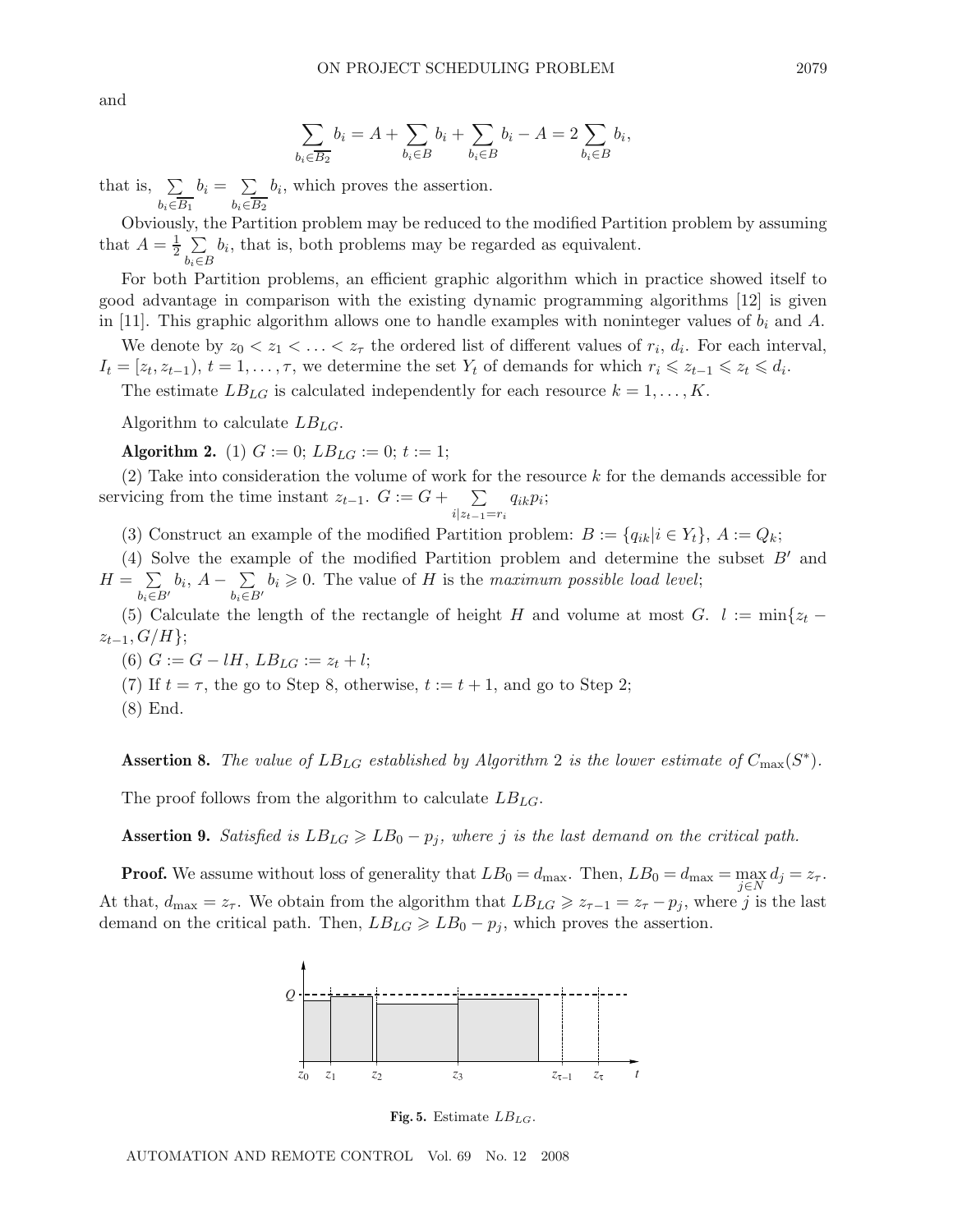and

$$\sum_{b_i \in \overline{B_2}} b_i = A + \sum_{b_i \in B} b_i + \sum_{b_i \in B} b_i - A = 2 \sum_{b_i \in B} b_i,$$

that is, $\sum_{b_i \in \overline{B_1}} b_i = \sum_{b_i \in \overline{B_2}} b_i$, which proves the assertion.

Obviously, the Partition problem may be reduced to the modified Partition problem by assuming that $A = \frac{1}{2} \sum_{b_i \in B} b_i$, that is, both problems may be regarded as equivalent.

For both Partition problems, an efficient graphic algorithm which in practice showed itself to good advantage in comparison with the existing dynamic programming algorithms [12] is given in [11]. This graphic algorithm allows one to handle examples with noninteger values of $b_i$ and $A$.

We denote by $z_0 < z_1 < \ldots < z_\tau$ the ordered list of different values of $r_i$, $d_i$. For each interval, $I_t = [z_t, z_{t-1})$, $t = 1, \ldots, \tau$, we determine the set $Y_t$ of demands for which $r_i \leqslant z_{t-1} \leqslant z_t \leqslant d_i$.

The estimate $LB_{LG}$ is calculated independently for each resource $k = 1, \ldots, K$.

Algorithm to calculate $LB_{LG}$.

**Algorithm 2.** (1) $G := 0$; $LB_{LG} := 0$; $t := 1$;

(2) Take into consideration the volume of work for the resource $k$ for the demands accessible for servicing from the time instant $z_{t-1}$. $G := G + \sum_{i | z_{t-1} = r_i} q_{ik} p_i$;

(3) Construct an example of the modified Partition problem: $B := \{q_{ik} | i \in Y_t\}$, $A := Q_k$;

(4) Solve the example of the modified Partition problem and determine the subset $B'$ and $H = \sum_{b_i \in B'} b_i$, $A - \sum_{b_i \in B'} b_i \geqslant 0$. The value of $H$ is the *maximum possible load level*;

(5) Calculate the length of the rectangle of height $H$ and volume at most $G$. $l := \min\{z_t - z_{t-1}, G/H\}$;

(6) $G := G - lH$, $LB_{LG} := z_t + l$;

(7) If $t = \tau$, the go to Step 8, otherwise, $t := t + 1$, and go to Step 2;

(8) End.

**Assertion 8.** *The value of $LB_{LG}$ established by Algorithm 2 is the lower estimate of $C_{\max}(S^*)$.*

The proof follows from the algorithm to calculate $LB_{LG}$.

**Assertion 9.** *Satisfied is $LB_{LG} \geqslant LB_0 - p_j$, where $j$ is the last demand on the critical path.*

**Proof.** We assume without loss of generality that $LB_0 = d_{\max}$. Then, $LB_0 = d_{\max} = \max_{j \in N} d_j = z_\tau$. At that, $d_{\max} = z_\tau$. We obtain from the algorithm that $LB_{LG} \geqslant z_{\tau-1} = z_\tau - p_j$, where $j$ is the last demand on the critical path. Then, $LB_{LG} \geqslant LB_0 - p_j$, which proves the assertion.

**Fig. 5.** Estimate $LB_{LG}$.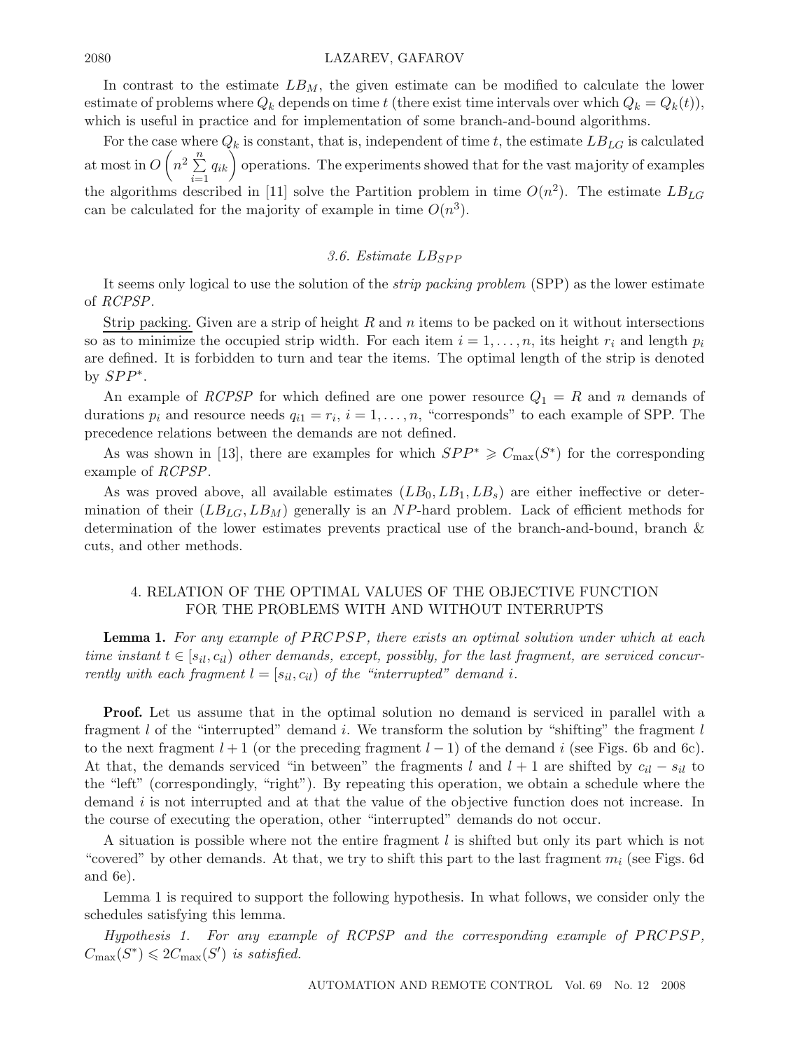In contrast to the estimate $LB_M$, the given estimate can be modified to calculate the lower estimate of problems where $Q_k$ depends on time $t$ (there exist time intervals over which $Q_k = Q_k(t)$), which is useful in practice and for implementation of some branch-and-bound algorithms.

For the case where $Q_k$ is constant, that is, independent of time $t$, the estimate $LB_{LG}$ is calculated at most in $O\left(n^2 \sum_{i=1}^{n} q_{ik}\right)$ operations. The experiments showed that for the vast majority of examples the algorithms described in [11] solve the Partition problem in time $O(n^2)$. The estimate $LB_{LG}$ can be calculated for the majority of example in time $O(n^3)$.

### 3.6. Estimate $LB_{SPP}$

It seems only logical to use the solution of the *strip packing problem* (SPP) as the lower estimate of *RCPSP*.

Strip packing. Given are a strip of height $R$ and $n$ items to be packed on it without intersections so as to minimize the occupied strip width. For each item $i = 1, \ldots, n$, its height $r_i$ and length $p_i$ are defined. It is forbidden to turn and tear the items. The optimal length of the strip is denoted by $SPP^*$.

An example of *RCPSP* for which defined are one power resource $Q_1 = R$ and $n$ demands of durations $p_i$ and resource needs $q_{i1} = r_i$, $i = 1, \ldots, n$, "corresponds" to each example of SPP. The precedence relations between the demands are not defined.

As was shown in [13], there are examples for which $SPP^* \geqslant C_{\max}(S^*)$ for the corresponding example of *RCPSP*.

As was proved above, all available estimates $(LB_0, LB_1, LB_s)$ are either ineffective or determination of their $(LB_{LG}, LB_M)$ generally is an $NP$-hard problem. Lack of efficient methods for determination of the lower estimates prevents practical use of the branch-and-bound, branch & cuts, and other methods.

## 4. RELATION OF THE OPTIMAL VALUES OF THE OBJECTIVE FUNCTION FOR THE PROBLEMS WITH AND WITHOUT INTERRUPTS

**Lemma 1.** *For any example of $PRCPSP$, there exists an optimal solution under which at each time instant $t \in [s_{il}, c_{il})$ other demands, except, possibly, for the last fragment, are serviced concurrently with each fragment $l = [s_{il}, c_{il})$ of the "interrupted" demand $i$.*

**Proof.** Let us assume that in the optimal solution no demand is serviced in parallel with a fragment $l$ of the "interrupted" demand $i$. We transform the solution by "shifting" the fragment $l$ to the next fragment $l + 1$ (or the preceding fragment $l - 1$) of the demand $i$ (see Figs. 6b and 6c). At that, the demands serviced "in between" the fragments $l$ and $l + 1$ are shifted by $c_{il} - s_{il}$ to the "left" (correspondingly, "right"). By repeating this operation, we obtain a schedule where the demand $i$ is not interrupted and at that the value of the objective function does not increase. In the course of executing the operation, other "interrupted" demands do not occur.

A situation is possible where not the entire fragment $l$ is shifted but only its part which is not "covered" by other demands. At that, we try to shift this part to the last fragment $m_i$ (see Figs. 6d and 6e).

Lemma 1 is required to support the following hypothesis. In what follows, we consider only the schedules satisfying this lemma.

*Hypothesis 1. For any example of RCPSP and the corresponding example of $PRCPSP$, $C_{\max}(S^*) \leqslant 2C_{\max}(S')$ is satisfied.*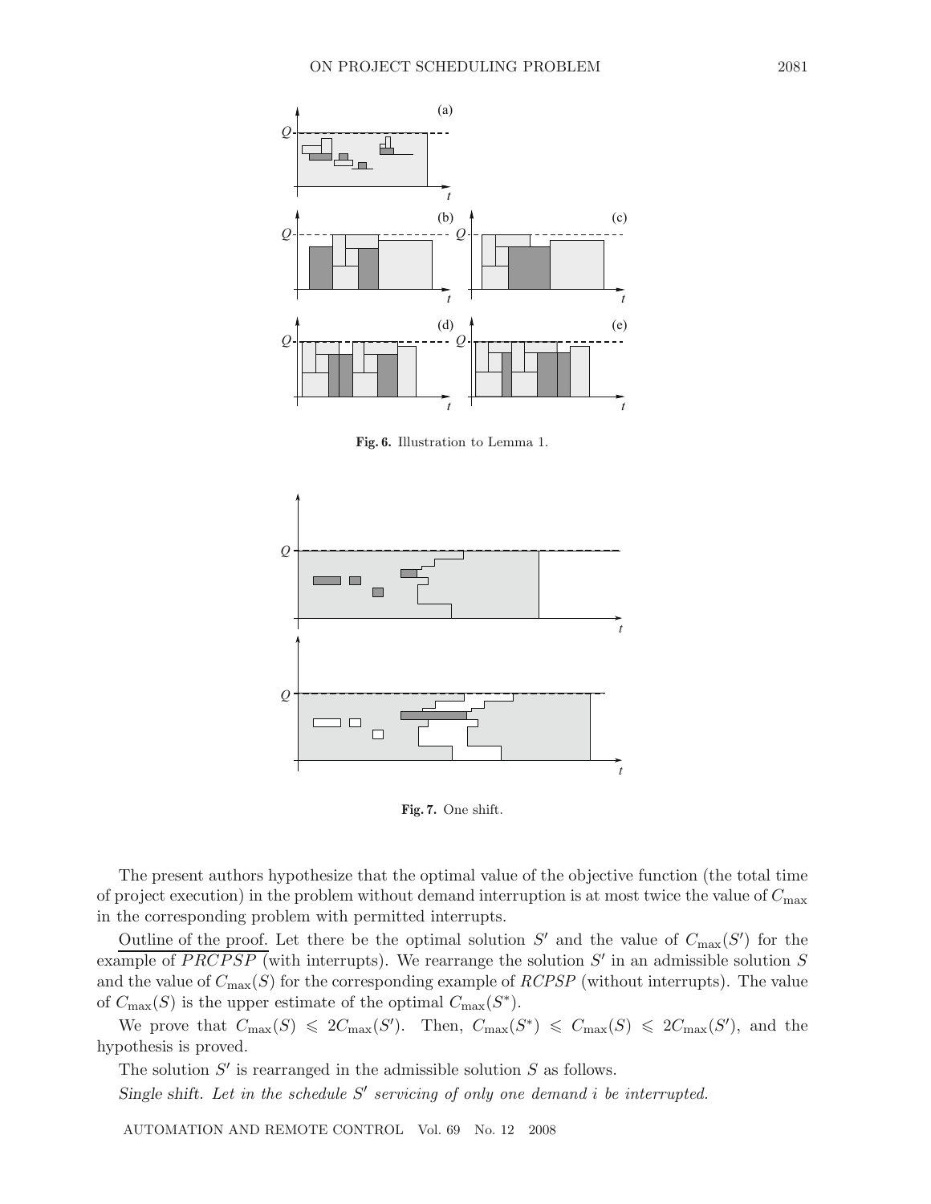**Fig. 6.** Illustration to Lemma 1.

**Fig. 7.** One shift.

The present authors hypothesize that the optimal value of the objective function (the total time of project execution) in the problem without demand interruption is at most twice the value of $C_{\max}$ in the corresponding problem with permitted interrupts.

Outline of the proof. Let there be the optimal solution $S'$ and the value of $C_{\max}(S')$ for the example of $\overline{PRCPSP}$ (with interrupts). We rearrange the solution $S'$ in an admissible solution $S$ and the value of $C_{\max}(S)$ for the corresponding example of $RCPSP$ (without interrupts). The value of $C_{\max}(S)$ is the upper estimate of the optimal $C_{\max}(S^*)$.

We prove that $C_{\max}(S) \leqslant 2C_{\max}(S')$. Then, $C_{\max}(S^*) \leqslant C_{\max}(S) \leqslant 2C_{\max}(S')$, and the hypothesis is proved.

The solution $S'$ is rearranged in the admissible solution $S$ as follows.

*Single shift. Let in the schedule $S'$ servicing of only one demand $i$ be interrupted.*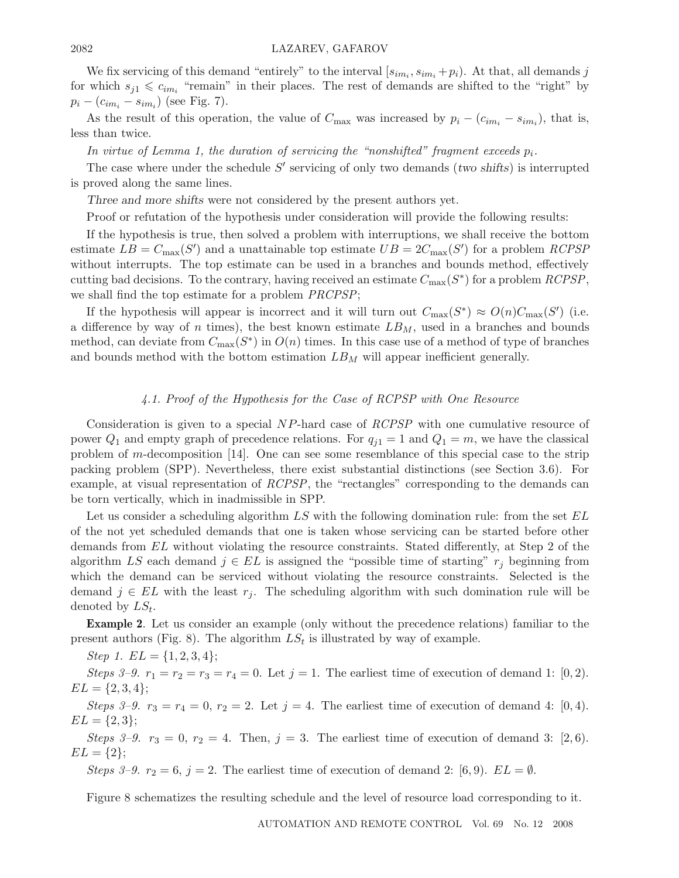We fix servicing of this demand "entirely" to the interval $[s_{im_i}, s_{im_i}+p_i)$. At that, all demands $j$ for which $s_{j1} \leqslant c_{im_i}$ "remain" in their places. The rest of demands are shifted to the "right" by $p_i - (c_{im_i} - s_{im_i})$ (see Fig. 7).

As the result of this operation, the value of $C_{\max}$ was increased by $p_i - (c_{im_i} - s_{im_i})$, that is, less than twice.

*In virtue of Lemma 1, the duration of servicing the "nonshifted" fragment exceeds $p_i$.*

The case where under the schedule $S'$ servicing of only two demands (*two shifts*) is interrupted is proved along the same lines.

*Three and more shifts* were not considered by the present authors yet.

Proof or refutation of the hypothesis under consideration will provide the following results:

If the hypothesis is true, then solved a problem with interruptions, we shall receive the bottom estimate $LB = C_{\max}(S')$ and a unattainable top estimate $UB = 2C_{\max}(S')$ for a problem *RCPSP* without interrupts. The top estimate can be used in a branches and bounds method, effectively cutting bad decisions. To the contrary, having received an estimate $C_{\max}(S^*)$ for a problem *RCPSP*, we shall find the top estimate for a problem *PRCPSP*;

If the hypothesis will appear is incorrect and it will turn out $C_{\max}(S^*) \approx O(n)C_{\max}(S')$ (i.e. a difference by way of $n$ times), the best known estimate $LB_M$, used in a branches and bounds method, can deviate from $C_{\max}(S^*)$ in $O(n)$ times. In this case use of a method of type of branches and bounds method with the bottom estimation $LB_M$ will appear inefficient generally.

### *4.1. Proof of the Hypothesis for the Case of RCPSP with One Resource*

Consideration is given to a special $NP$-hard case of *RCPSP* with one cumulative resource of power $Q_1$ and empty graph of precedence relations. For $q_{j1} = 1$ and $Q_1 = m$, we have the classical problem of $m$-decomposition [14]. One can see some resemblance of this special case to the strip packing problem (SPP). Nevertheless, there exist substantial distinctions (see Section 3.6). For example, at visual representation of *RCPSP*, the "rectangles" corresponding to the demands can be torn vertically, which in inadmissible in SPP.

Let us consider a scheduling algorithm $LS$ with the following domination rule: from the set $EL$ of the not yet scheduled demands that one is taken whose servicing can be started before other demands from $EL$ without violating the resource constraints. Stated differently, at Step 2 of the algorithm $LS$ each demand $j \in EL$ is assigned the "possible time of starting" $r_j$ beginning from which the demand can be serviced without violating the resource constraints. Selected is the demand $j \in EL$ with the least $r_j$. The scheduling algorithm with such domination rule will be denoted by $LS_t$.

**Example 2**. Let us consider an example (only without the precedence relations) familiar to the present authors (Fig. 8). The algorithm $LS_t$ is illustrated by way of example.

*Step 1.* $EL = \{1, 2, 3, 4\}$;

*Steps 3–9.* $r_1 = r_2 = r_3 = r_4 = 0$. Let $j = 1$. The earliest time of execution of demand 1: $[0, 2)$. $EL = \{2, 3, 4\}$;

*Steps 3–9.* $r_3 = r_4 = 0$, $r_2 = 2$. Let $j = 4$. The earliest time of execution of demand 4: $[0, 4)$. $EL = \{2, 3\}$;

*Steps 3–9.* $r_3 = 0$, $r_2 = 4$. Then, $j = 3$. The earliest time of execution of demand 3: $[2, 6)$. $EL = \{2\}$;

*Steps 3–9.* $r_2 = 6$, $j = 2$. The earliest time of execution of demand 2: $[6, 9)$. $EL = \emptyset$.

Figure 8 schematizes the resulting schedule and the level of resource load corresponding to it.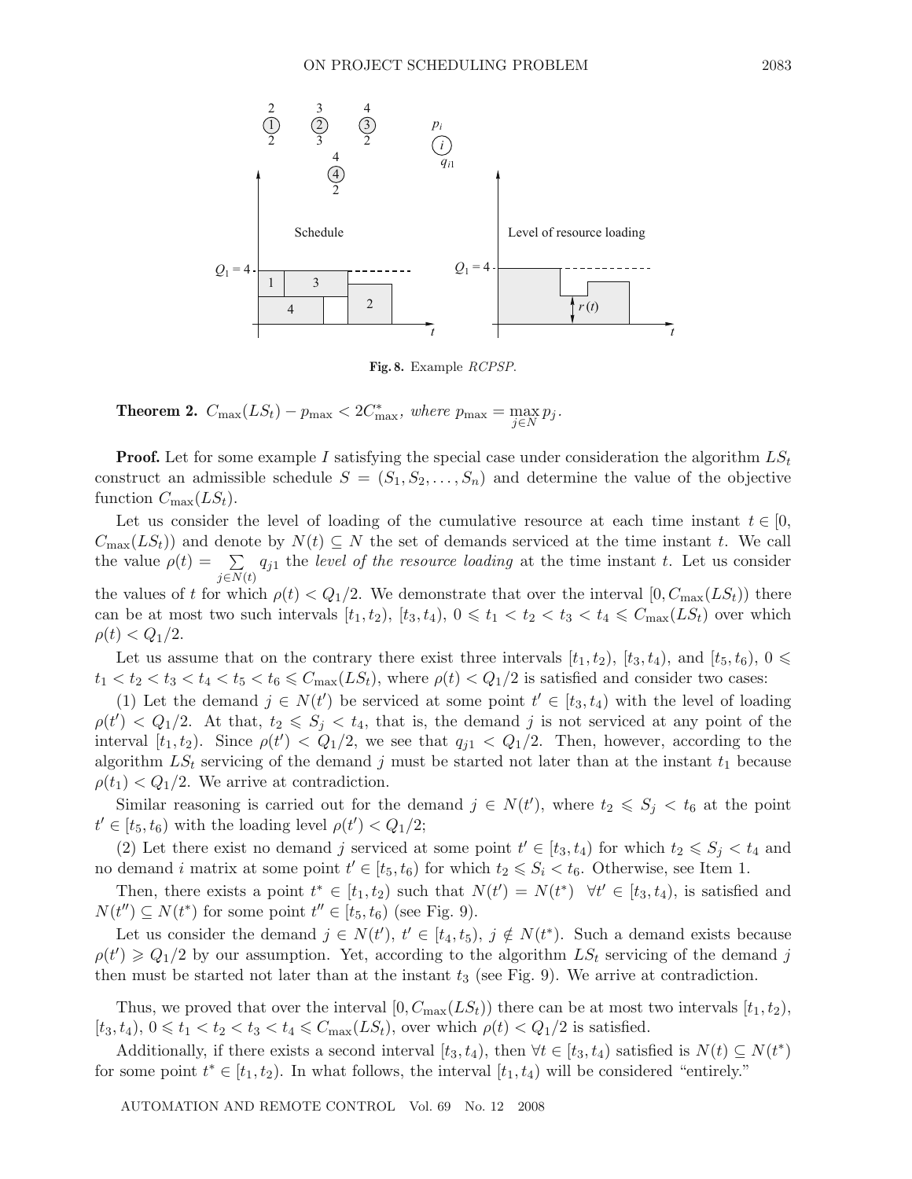**Fig. 8.** Example *RCPSP*.

**Theorem 2.** $C_{\max}(LS_t) - p_{\max} < 2C^*_{\max}$, *where* $p_{\max} = \max\limits_{j \in N} p_j$.

**Proof.** Let for some example $I$ satisfying the special case under consideration the algorithm $LS_t$ construct an admissible schedule $S = (S_1, S_2, \ldots, S_n)$ and determine the value of the objective function $C_{\max}(LS_t)$.

Let us consider the level of loading of the cumulative resource at each time instant $t \in [0, C_{\max}(LS_t))$ and denote by $N(t) \subseteq N$ the set of demands serviced at the time instant $t$. We call the value $\rho(t) = \sum\limits_{j \in N(t)} q_{j1}$ the *level of the resource loading* at the time instant $t$. Let us consider the values of $t$ for which $\rho(t) < Q_1/2$. We demonstrate that over the interval $[0, C_{\max}(LS_t))$ there can be at most two such intervals $[t_1, t_2)$, $[t_3, t_4)$, $0 \leqslant t_1 < t_2 < t_3 < t_4 \leqslant C_{\max}(LS_t)$ over which $\rho(t) < Q_1/2$.

Let us assume that on the contrary there exist three intervals $[t_1, t_2)$, $[t_3, t_4)$, and $[t_5, t_6)$, $0 \leqslant t_1 < t_2 < t_3 < t_4 < t_5 < t_6 \leqslant C_{\max}(LS_t)$, where $\rho(t) < Q_1/2$ is satisfied and consider two cases:

(1) Let the demand $j \in N(t')$ be serviced at some point $t' \in [t_3, t_4)$ with the level of loading $\rho(t') < Q_1/2$. At that, $t_2 \leqslant S_j < t_4$, that is, the demand $j$ is not serviced at any point of the interval $[t_1, t_2)$. Since $\rho(t') < Q_1/2$, we see that $q_{j1} < Q_1/2$. Then, however, according to the algorithm $LS_t$ servicing of the demand $j$ must be started not later than at the instant $t_1$ because $\rho(t_1) < Q_1/2$. We arrive at contradiction.

Similar reasoning is carried out for the demand $j \in N(t')$, where $t_2 \leqslant S_j < t_6$ at the point $t' \in [t_5, t_6)$ with the loading level $\rho(t') < Q_1/2$;

(2) Let there exist no demand $j$ serviced at some point $t' \in [t_3, t_4)$ for which $t_2 \leqslant S_j < t_4$ and no demand $i$ matrix at some point $t' \in [t_5, t_6)$ for which $t_2 \leqslant S_i < t_6$. Otherwise, see Item 1.

Then, there exists a point $t^* \in [t_1, t_2)$ such that $N(t') = N(t^*)$ $\forall t' \in [t_3, t_4)$, is satisfied and $N(t'') \subseteq N(t^*)$ for some point $t'' \in [t_5, t_6)$ (see Fig. 9).

Let us consider the demand $j \in N(t')$, $t' \in [t_4, t_5)$, $j \notin N(t^*)$. Such a demand exists because $\rho(t') \geqslant Q_1/2$ by our assumption. Yet, according to the algorithm $LS_t$ servicing of the demand $j$ then must be started not later than at the instant $t_3$ (see Fig. 9). We arrive at contradiction.

Thus, we proved that over the interval $[0, C_{\max}(LS_t))$ there can be at most two intervals $[t_1, t_2)$, $[t_3, t_4)$, $0 \leqslant t_1 < t_2 < t_3 < t_4 \leqslant C_{\max}(LS_t)$, over which $\rho(t) < Q_1/2$ is satisfied.

Additionally, if there exists a second interval $[t_3, t_4)$, then $\forall t \in [t_3, t_4)$ satisfied is $N(t) \subseteq N(t^*)$ for some point $t^* \in [t_1, t_2)$. In what follows, the interval $[t_1, t_4)$ will be considered "entirely."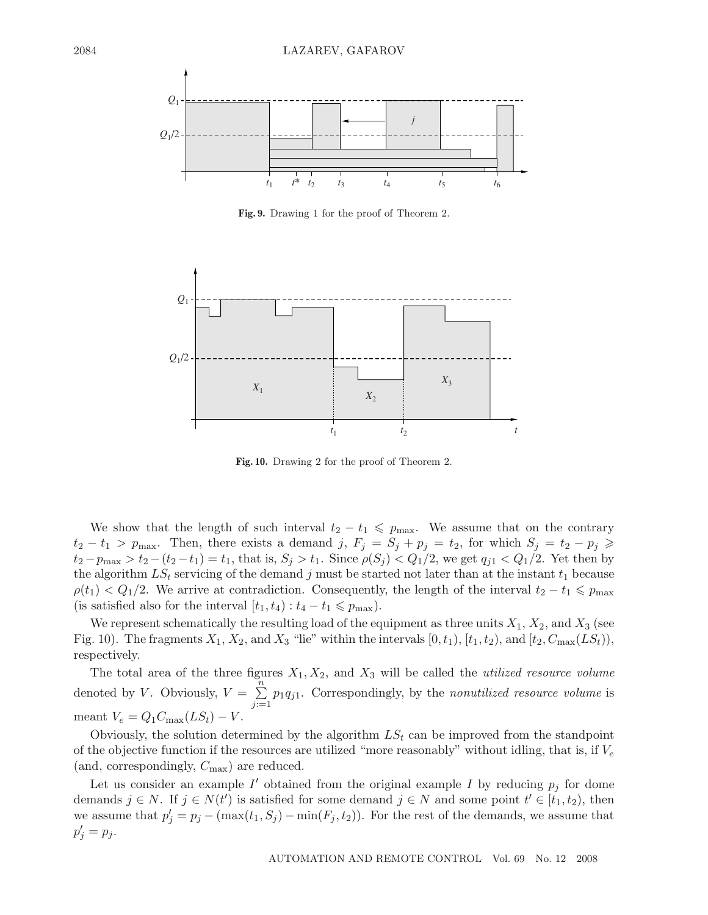**Fig. 9.** Drawing 1 for the proof of Theorem 2.

**Fig. 10.** Drawing 2 for the proof of Theorem 2.

We show that the length of such interval $t_2 - t_1 \leqslant p_{\max}$. We assume that on the contrary $t_2 - t_1 > p_{\max}$. Then, there exists a demand $j$, $F_j = S_j + p_j = t_2$, for which $S_j = t_2 - p_j \geqslant t_2 - p_{\max} > t_2 - (t_2 - t_1) = t_1$, that is, $S_j > t_1$. Since $\rho(S_j) < Q_1/2$, we get $q_{j1} < Q_1/2$. Yet then by the algorithm $LS_t$ servicing of the demand $j$ must be started not later than at the instant $t_1$ because $\rho(t_1) < Q_1/2$. We arrive at contradiction. Consequently, the length of the interval $t_2 - t_1 \leqslant p_{\max}$ (is satisfied also for the interval $[t_1, t_4) : t_4 - t_1 \leqslant p_{\max}$).

We represent schematically the resulting load of the equipment as three units $X_1$, $X_2$, and $X_3$ (see Fig. 10). The fragments $X_1$, $X_2$, and $X_3$ "lie" within the intervals $[0, t_1)$, $[t_1, t_2)$, and $[t_2, C_{\max}(LS_t))$, respectively.

The total area of the three figures $X_1, X_2$, and $X_3$ will be called the *utilized resource volume* denoted by $V$. Obviously, $V = \sum_{j:=1}^{n} p_1 q_{j1}$. Correspondingly, by the *nonutilized resource volume* is meant $V_e = Q_1 C_{\max}(LS_t) - V$.

Obviously, the solution determined by the algorithm $LS_t$ can be improved from the standpoint of the objective function if the resources are utilized "more reasonably" without idling, that is, if $V_e$ (and, correspondingly, $C_{\max}$) are reduced.

Let us consider an example $I'$ obtained from the original example $I$ by reducing $p_j$ for dome demands $j \in N$. If $j \in N(t')$ is satisfied for some demand $j \in N$ and some point $t' \in [t_1, t_2)$, then we assume that $p'_j = p_j - (\max(t_1, S_j) - \min(F_j, t_2))$. For the rest of the demands, we assume that $p'_j = p_j$.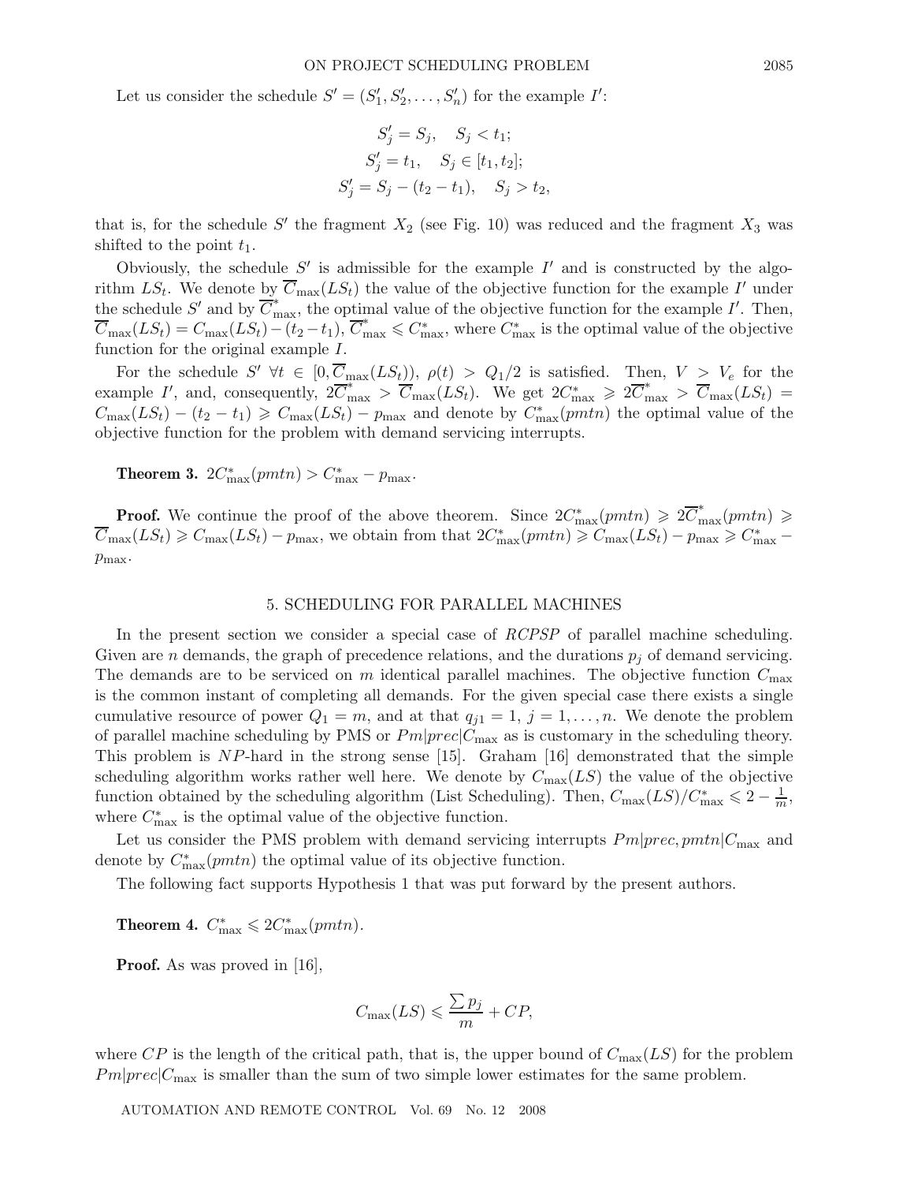Let us consider the schedule $S' = (S'_1, S'_2, \ldots, S'_n)$ for the example $I'$:

$$S'_j = S_j, \quad S_j < t_1;$$
$$S'_j = t_1, \quad S_j \in [t_1, t_2];$$
$$S'_j = S_j - (t_2 - t_1), \quad S_j > t_2,$$

that is, for the schedule $S'$ the fragment $X_2$ (see Fig. 10) was reduced and the fragment $X_3$ was shifted to the point $t_1$.

Obviously, the schedule $S'$ is admissible for the example $I'$ and is constructed by the algorithm $LS_t$. We denote by $\overline{C}_{\max}(LS_t)$ the value of the objective function for the example $I'$ under the schedule $S'$ and by $\overline{C}^*_{\max}$, the optimal value of the objective function for the example $I'$. Then, $\overline{C}_{\max}(LS_t) = C_{\max}(LS_t) - (t_2 - t_1)$, $\overline{C}^*_{\max} \leqslant C^*_{\max}$, where $C^*_{\max}$ is the optimal value of the objective function for the original example $I$.

For the schedule $S'$ $\forall t \in [0, \overline{C}_{\max}(LS_t))$, $\rho(t) > Q_1/2$ is satisfied. Then, $V > V_e$ for the example $I'$, and, consequently, $2\overline{C}^*_{\max} > \overline{C}_{\max}(LS_t)$. We get $2C^*_{\max} \geqslant 2\overline{C}^*_{\max} > \overline{C}_{\max}(LS_t) = C_{\max}(LS_t) - (t_2 - t_1) \geqslant C_{\max}(LS_t) - p_{\max}$ and denote by $C^*_{\max}(pmtn)$ the optimal value of the objective function for the problem with demand servicing interrupts.

**Theorem 3.** $2C^*_{\max}(pmtn) > C^*_{\max} - p_{\max}$.

**Proof.** We continue the proof of the above theorem. Since $2C^*_{\max}(pmtn) \geqslant 2\overline{C}^*_{\max}(pmtn) \geqslant \overline{C}_{\max}(LS_t) \geqslant C_{\max}(LS_t) - p_{\max}$, we obtain from that $2C^*_{\max}(pmtn) \geqslant C_{\max}(LS_t) - p_{\max} \geqslant C^*_{\max} - p_{\max}$.

## 5. SCHEDULING FOR PARALLEL MACHINES

In the present section we consider a special case of *RCPSP* of parallel machine scheduling. Given are $n$ demands, the graph of precedence relations, and the durations $p_j$ of demand servicing. The demands are to be serviced on $m$ identical parallel machines. The objective function $C_{\max}$ is the common instant of completing all demands. For the given special case there exists a single cumulative resource of power $Q_1 = m$, and at that $q_{j1} = 1$, $j = 1, \ldots, n$. We denote the problem of parallel machine scheduling by PMS or $Pm|prec|C_{\max}$ as is customary in the scheduling theory. This problem is $NP$-hard in the strong sense [15]. Graham [16] demonstrated that the simple scheduling algorithm works rather well here. We denote by $C_{\max}(LS)$ the value of the objective function obtained by the scheduling algorithm (List Scheduling). Then, $C_{\max}(LS)/C^*_{\max} \leqslant 2 - \frac{1}{m}$, where $C^*_{\max}$ is the optimal value of the objective function.

Let us consider the PMS problem with demand servicing interrupts $Pm|prec, pmtn|C_{\max}$ and denote by $C^*_{\max}(pmtn)$ the optimal value of its objective function.

The following fact supports Hypothesis 1 that was put forward by the present authors.

**Theorem 4.** $C^*_{\max} \leqslant 2C^*_{\max}(pmtn)$.

**Proof.** As was proved in [16],

$$C_{\max}(LS) \leqslant \frac{\sum p_j}{m} + CP,$$

where $CP$ is the length of the critical path, that is, the upper bound of $C_{\max}(LS)$ for the problem $Pm|prec|C_{\max}$ is smaller than the sum of two simple lower estimates for the same problem.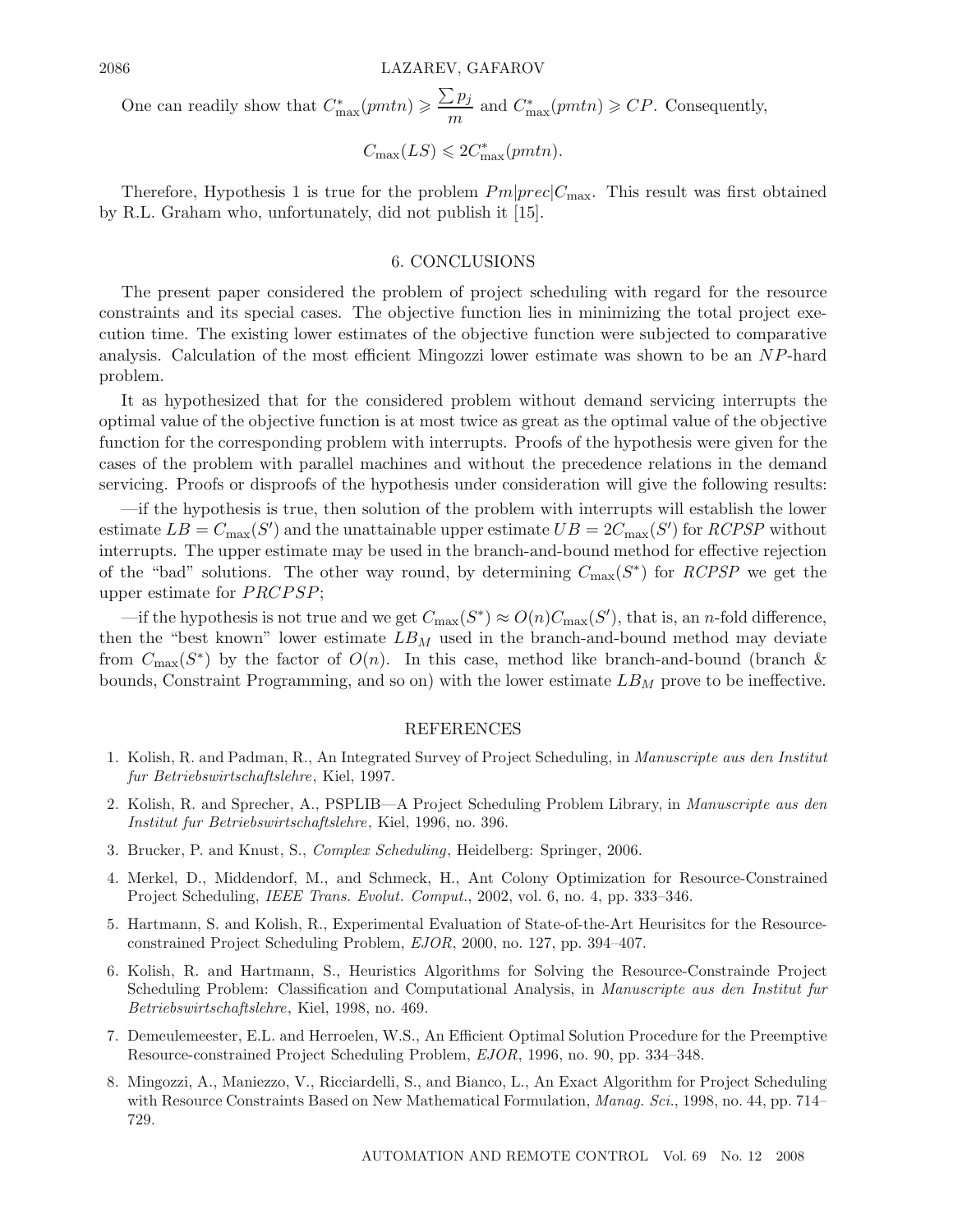One can readily show that $C^*_{\max}(pmtn) \geqslant \dfrac{\sum p_j}{m}$ and $C^*_{\max}(pmtn) \geqslant CP$. Consequently,

$$C_{\max}(LS) \leqslant 2C^*_{\max}(pmtn).$$

Therefore, Hypothesis 1 is true for the problem $Pm|prec|C_{\max}$. This result was first obtained by R.L. Graham who, unfortunately, did not publish it [15].

## 6. CONCLUSIONS

The present paper considered the problem of project scheduling with regard for the resource constraints and its special cases. The objective function lies in minimizing the total project execution time. The existing lower estimates of the objective function were subjected to comparative analysis. Calculation of the most efficient Mingozzi lower estimate was shown to be an $NP$-hard problem.

It as hypothesized that for the considered problem without demand servicing interrupts the optimal value of the objective function is at most twice as great as the optimal value of the objective function for the corresponding problem with interrupts. Proofs of the hypothesis were given for the cases of the problem with parallel machines and without the precedence relations in the demand servicing. Proofs or disproofs of the hypothesis under consideration will give the following results:

—if the hypothesis is true, then solution of the problem with interrupts will establish the lower estimate $LB = C_{\max}(S')$ and the unattainable upper estimate $UB = 2C_{\max}(S')$ for *RCPSP* without interrupts. The upper estimate may be used in the branch-and-bound method for effective rejection of the "bad" solutions. The other way round, by determining $C_{\max}(S^*)$ for *RCPSP* we get the upper estimate for *PRCPSP*;

—if the hypothesis is not true and we get $C_{\max}(S^*) \approx O(n)C_{\max}(S')$, that is, an $n$-fold difference, then the "best known" lower estimate $LB_M$ used in the branch-and-bound method may deviate from $C_{\max}(S^*)$ by the factor of $O(n)$. In this case, method like branch-and-bound (branch & bounds, Constraint Programming, and so on) with the lower estimate $LB_M$ prove to be ineffective.

## REFERENCES

1. Kolish, R. and Padman, R., An Integrated Survey of Project Scheduling, in *Manuscripte aus den Institut fur Betriebswirtschaftslehre*, Kiel, 1997.
2. Kolish, R. and Sprecher, A., PSPLIB—A Project Scheduling Problem Library, in *Manuscripte aus den Institut fur Betriebswirtschaftslehre*, Kiel, 1996, no. 396.
3. Brucker, P. and Knust, S., *Complex Scheduling*, Heidelberg: Springer, 2006.
4. Merkel, D., Middendorf, M., and Schmeck, H., Ant Colony Optimization for Resource-Constrained Project Scheduling, *IEEE Trans. Evolut. Comput.*, 2002, vol. 6, no. 4, pp. 333–346.
5. Hartmann, S. and Kolish, R., Experimental Evaluation of State-of-the-Art Heurisitcs for the Resource-constrained Project Scheduling Problem, *EJOR*, 2000, no. 127, pp. 394–407.
6. Kolish, R. and Hartmann, S., Heuristics Algorithms for Solving the Resource-Constrainde Project Scheduling Problem: Classification and Computational Analysis, in *Manuscripte aus den Institut fur Betriebswirtschaftslehre*, Kiel, 1998, no. 469.
7. Demeulemeester, E.L. and Herroelen, W.S., An Efficient Optimal Solution Procedure for the Preemptive Resource-constrained Project Scheduling Problem, *EJOR*, 1996, no. 90, pp. 334–348.
8. Mingozzi, A., Maniezzo, V., Ricciardelli, S., and Bianco, L., An Exact Algorithm for Project Scheduling with Resource Constraints Based on New Mathematical Formulation, *Manag. Sci.*, 1998, no. 44, pp. 714–729.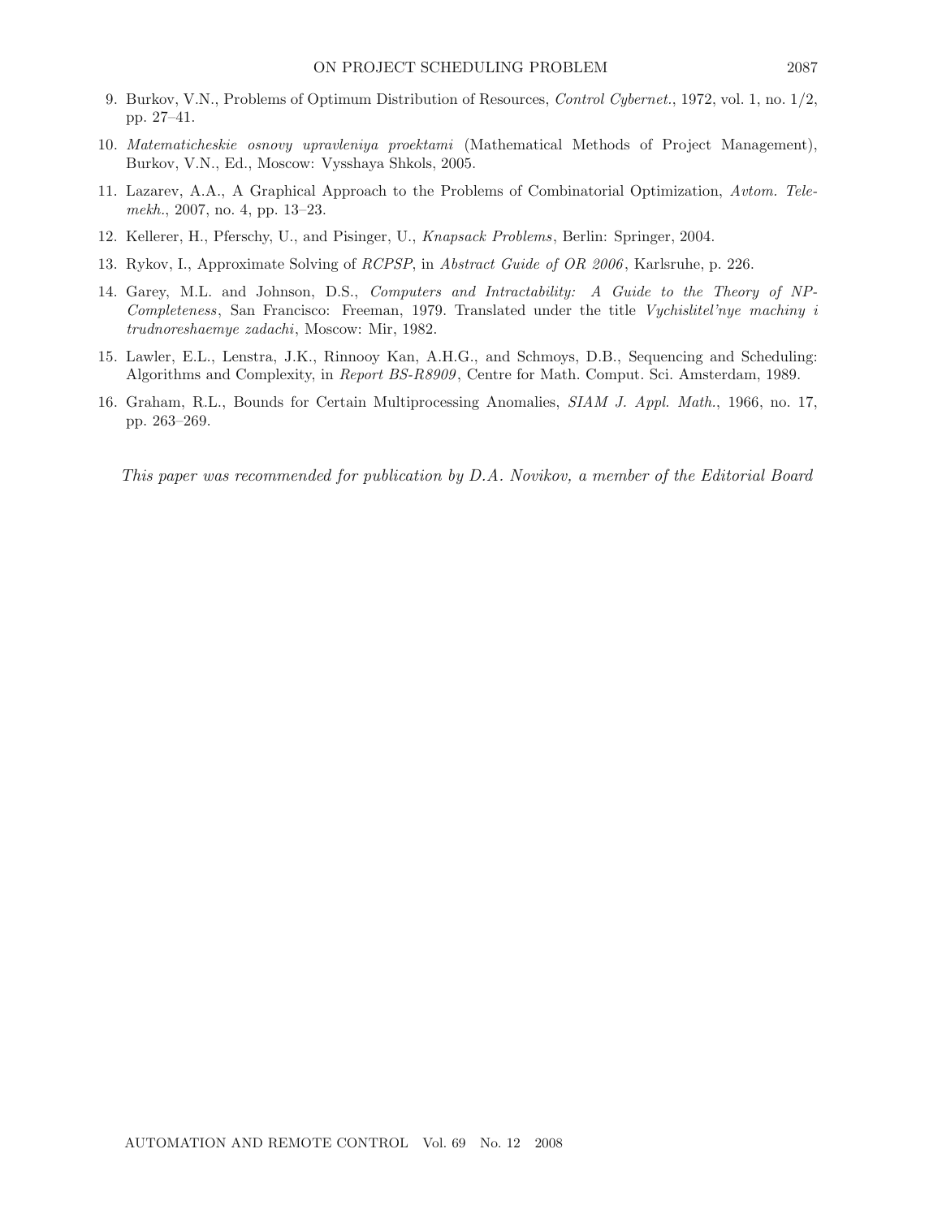9. Burkov, V.N., Problems of Optimum Distribution of Resources, *Control Cybernet.*, 1972, vol. 1, no. 1/2, pp. 27–41.

10. *Matematicheskie osnovy upravleniya proektami* (Mathematical Methods of Project Management), Burkov, V.N., Ed., Moscow: Vysshaya Shkols, 2005.

11. Lazarev, A.A., A Graphical Approach to the Problems of Combinatorial Optimization, *Avtom. Telemekh.*, 2007, no. 4, pp. 13–23.

12. Kellerer, H., Pferschy, U., and Pisinger, U., *Knapsack Problems*, Berlin: Springer, 2004.

13. Rykov, I., Approximate Solving of *RCPSP*, in *Abstract Guide of OR 2006*, Karlsruhe, p. 226.

14. Garey, M.L. and Johnson, D.S., *Computers and Intractability: A Guide to the Theory of NP-Completeness*, San Francisco: Freeman, 1979. Translated under the title *Vychislitel'nye machiny i trudnoreshaemye zadachi*, Moscow: Mir, 1982.

15. Lawler, E.L., Lenstra, J.K., Rinnooy Kan, A.H.G., and Schmoys, D.B., Sequencing and Scheduling: Algorithms and Complexity, in *Report BS-R8909*, Centre for Math. Comput. Sci. Amsterdam, 1989.

16. Graham, R.L., Bounds for Certain Multiprocessing Anomalies, *SIAM J. Appl. Math.*, 1966, no. 17, pp. 263–269.

*This paper was recommended for publication by D.A. Novikov, a member of the Editorial Board*